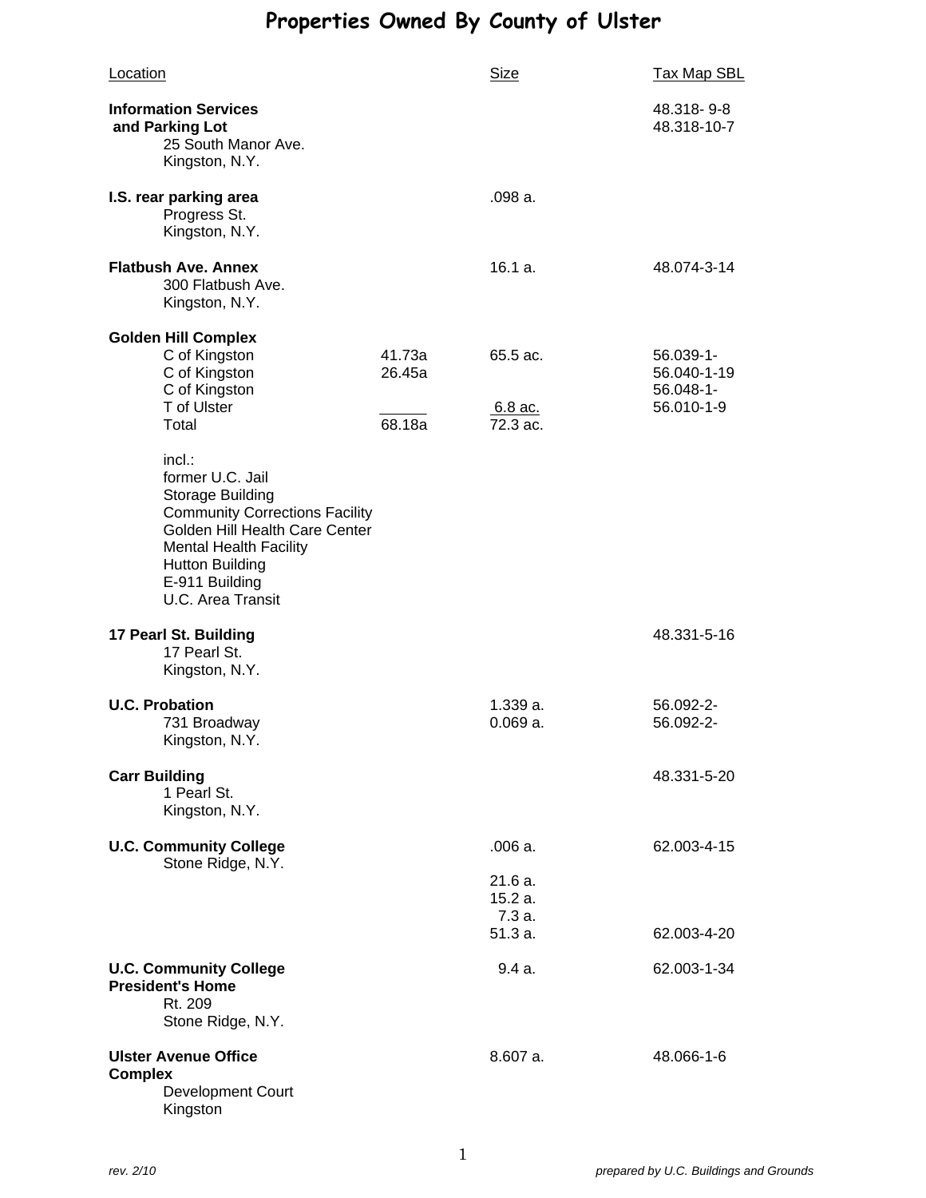# Properties Owned By County of Ulster

| Location | | Size | Tax Map SBL |
|---|---|---|---|
| **Information Services and Parking Lot**<br>25 South Manor Ave.<br>Kingston, N.Y. | | | 48.318- 9-8<br>48.318-10-7 |
| **I.S. rear parking area**<br>Progress St.<br>Kingston, N.Y. | | .098 a. | |
| **Flatbush Ave. Annex**<br>300 Flatbush Ave.<br>Kingston, N.Y. | | 16.1 a. | 48.074-3-14 |
| **Golden Hill Complex** | | | |
| C of Kingston | 41.73a | 65.5 ac. | 56.039-1- |
| C of Kingston | 26.45a | | 56.040-1-19 |
| C of Kingston | | | 56.048-1- |
| T of Ulster | | 6.8 ac. | 56.010-1-9 |
| Total | 68.18a | 72.3 ac. | |
| incl.:<br>former U.C. Jail<br>Storage Building<br>Community Corrections Facility<br>Golden Hill Health Care Center<br>Mental Health Facility<br>Hutton Building<br>E-911 Building<br>U.C. Area Transit | | | |
| **17 Pearl St. Building**<br>17 Pearl St.<br>Kingston, N.Y. | | | 48.331-5-16 |
| **U.C. Probation**<br>731 Broadway<br>Kingston, N.Y. | | 1.339 a.<br>0.069 a. | 56.092-2-<br>56.092-2- |
| **Carr Building**<br>1 Pearl St.<br>Kingston, N.Y. | | | 48.331-5-20 |
| **U.C. Community College**<br>Stone Ridge, N.Y. | | .006 a. | 62.003-4-15 |
| | | 21.6 a.<br>15.2 a.<br>7.3 a.<br>51.3 a. | 62.003-4-20 |
| **U.C. Community College President's Home**<br>Rt. 209<br>Stone Ridge, N.Y. | | 9.4 a. | 62.003-1-34 |
| **Ulster Avenue Office Complex**<br>Development Court<br>Kingston | | 8.607 a. | 48.066-1-6 |

*rev. 2/10* *prepared by U.C. Buildings and Grounds*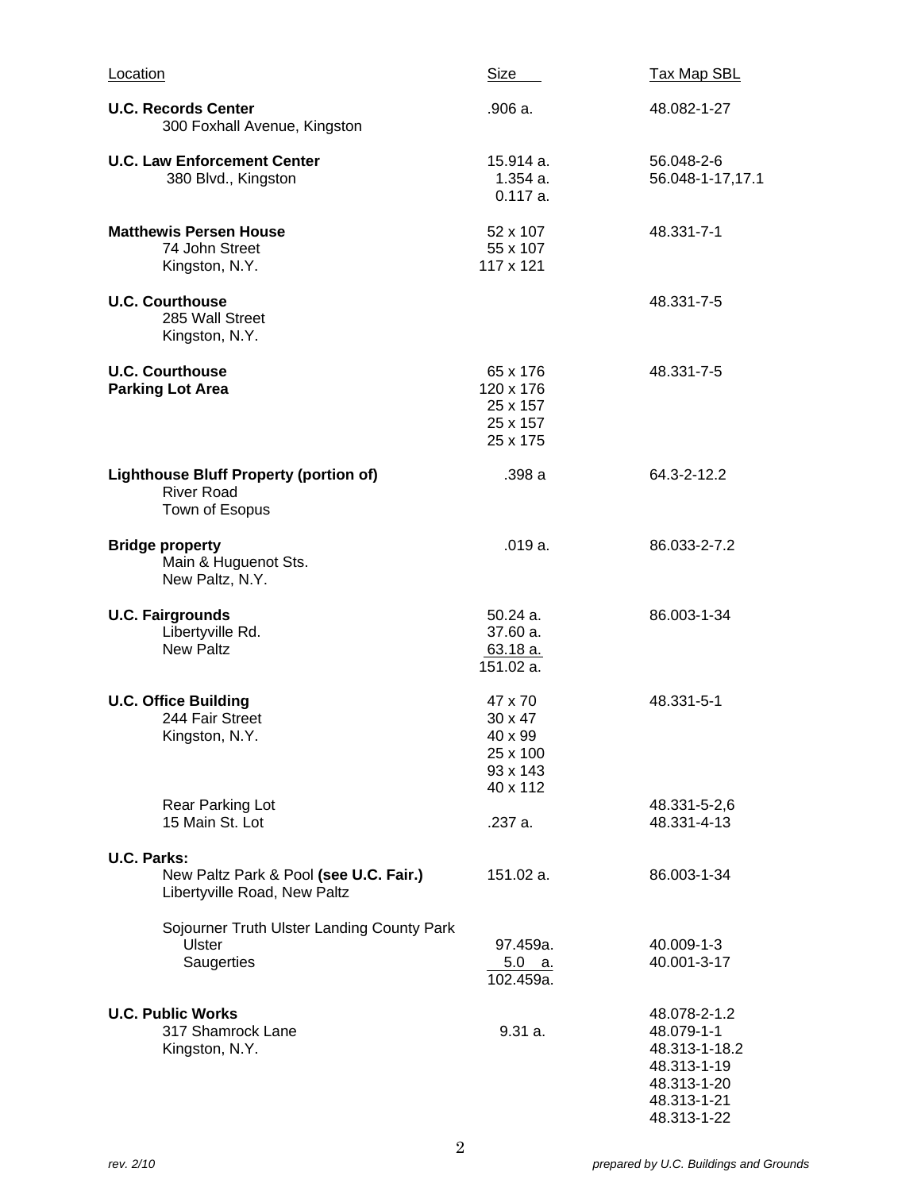| Location | Size | Tax Map SBL |
|---|---|---|
| **U.C. Records Center**<br>300 Foxhall Avenue, Kingston | .906 a. | 48.082-1-27 |
| **U.C. Law Enforcement Center**<br>380 Blvd., Kingston | 15.914 a.<br>1.354 a.<br>0.117 a. | 56.048-2-6<br>56.048-1-17,17.1 |
| **Matthewis Persen House**<br>74 John Street<br>Kingston, N.Y. | 52 x 107<br>55 x 107<br>117 x 121 | 48.331-7-1 |
| **U.C. Courthouse**<br>285 Wall Street<br>Kingston, N.Y. | | 48.331-7-5 |
| **U.C. Courthouse**<br>**Parking Lot Area** | 65 x 176<br>120 x 176<br>25 x 157<br>25 x 157<br>25 x 175 | 48.331-7-5 |
| **Lighthouse Bluff Property (portion of)**<br>River Road<br>Town of Esopus | .398 a | 64.3-2-12.2 |
| **Bridge property**<br>Main & Huguenot Sts.<br>New Paltz, N.Y. | .019 a. | 86.033-2-7.2 |
| **U.C. Fairgrounds**<br>Libertyville Rd.<br>New Paltz | 50.24 a.<br>37.60 a.<br>63.18 a.<br>151.02 a. | 86.003-1-34 |
| **U.C. Office Building**<br>244 Fair Street<br>Kingston, N.Y. | 47 x 70<br>30 x 47<br>40 x 99<br>25 x 100<br>93 x 143<br>40 x 112 | 48.331-5-1 |
| Rear Parking Lot | | 48.331-5-2,6 |
| 15 Main St. Lot | .237 a. | 48.331-4-13 |
| **U.C. Parks:** | | |
| New Paltz Park & Pool **(see U.C. Fair.)**<br>Libertyville Road, New Paltz | 151.02 a. | 86.003-1-34 |
| Sojourner Truth Ulster Landing County Park<br>Ulster<br>Saugerties | 97.459a.<br>5.0 a.<br>102.459a. | 40.009-1-3<br>40.001-3-17 |
| **U.C. Public Works**<br>317 Shamrock Lane<br>Kingston, N.Y. | 9.31 a. | 48.078-2-1.2<br>48.079-1-1<br>48.313-1-18.2<br>48.313-1-19<br>48.313-1-20<br>48.313-1-21<br>48.313-1-22 |

*rev. 2/10* *prepared by U.C. Buildings and Grounds*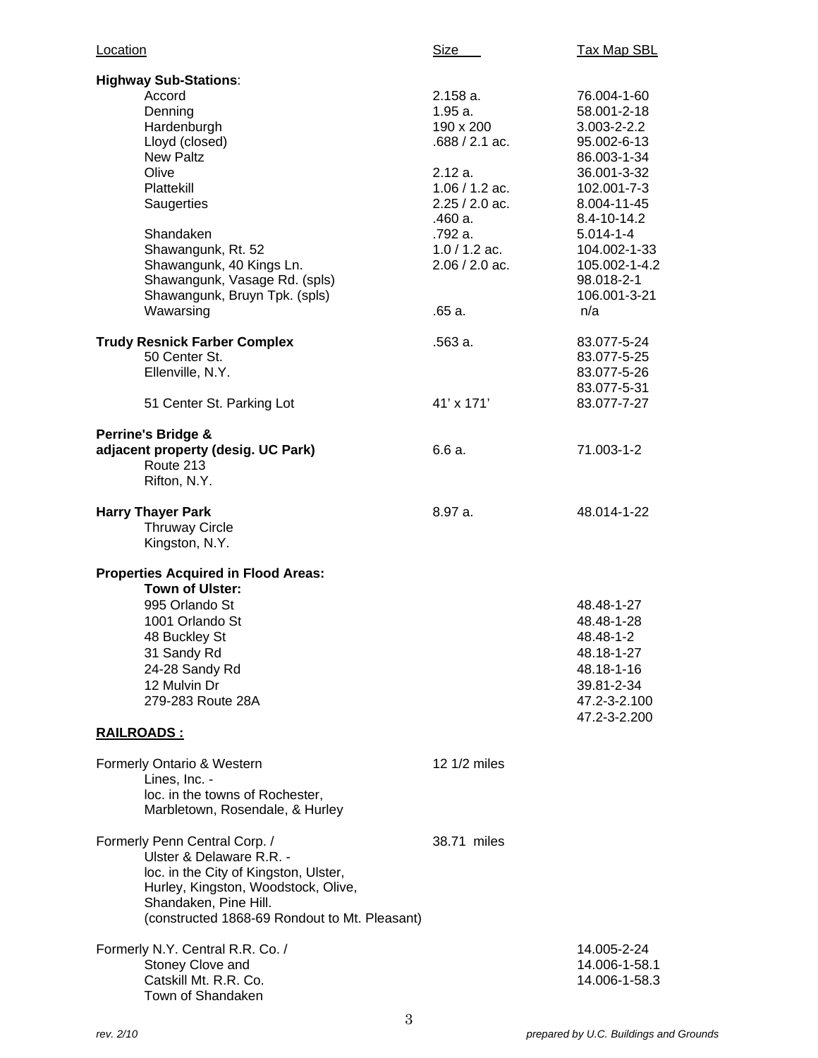| Location | Size | Tax Map SBL |
|---|---|---|
| **Highway Sub-Stations**: | | |
| Accord | 2.158 a. | 76.004-1-60 |
| Denning | 1.95 a. | 58.001-2-18 |
| Hardenburgh | 190 x 200 | 3.003-2-2.2 |
| Lloyd (closed) | .688 / 2.1 ac. | 95.002-6-13 |
| New Paltz | | 86.003-1-34 |
| Olive | 2.12 a. | 36.001-3-32 |
| Plattekill | 1.06 / 1.2 ac. | 102.001-7-3 |
| Saugerties | 2.25 / 2.0 ac. | 8.004-11-45 |
| | .460 a. | 8.4-10-14.2 |
| Shandaken | .792 a. | 5.014-1-4 |
| Shawangunk, Rt. 52 | 1.0 / 1.2 ac. | 104.002-1-33 |
| Shawangunk, 40 Kings Ln. | 2.06 / 2.0 ac. | 105.002-1-4.2 |
| Shawangunk, Vasage Rd. (spls) | | 98.018-2-1 |
| Shawangunk, Bruyn Tpk. (spls) | | 106.001-3-21 |
| Wawarsing | .65 a. | n/a |
| **Trudy Resnick Farber Complex** | .563 a. | 83.077-5-24 |
| 50 Center St. | | 83.077-5-25 |
| Ellenville, N.Y. | | 83.077-5-26 |
| | | 83.077-5-31 |
| 51 Center St. Parking Lot | 41' x 171' | 83.077-7-27 |
| **Perrine's Bridge & adjacent property (desig. UC Park)** | 6.6 a. | 71.003-1-2 |
| Route 213 | | |
| Rifton, N.Y. | | |
| **Harry Thayer Park** | 8.97 a. | 48.014-1-22 |
| Thruway Circle | | |
| Kingston, N.Y. | | |
| **Properties Acquired in Flood Areas:** | | |
| **Town of Ulster:** | | |
| 995 Orlando St | | 48.48-1-27 |
| 1001 Orlando St | | 48.48-1-28 |
| 48 Buckley St | | 48.48-1-2 |
| 31 Sandy Rd | | 48.18-1-27 |
| 24-28 Sandy Rd | | 48.18-1-16 |
| 12 Mulvin Dr | | 39.81-2-34 |
| 279-283 Route 28A | | 47.2-3-2.100 |
| | | 47.2-3-2.200 |

## RAILROADS :

| | | |
|---|---|---|
| Formerly Ontario & Western Lines, Inc. - loc. in the towns of Rochester, Marbletown, Rosendale, & Hurley | 12 1/2 miles | |
| Formerly Penn Central Corp. / Ulster & Delaware R.R. - loc. in the City of Kingston, Ulster, Hurley, Kingston, Woodstock, Olive, Shandaken, Pine Hill. (constructed 1868-69 Rondout to Mt. Pleasant) | 38.71 miles | |
| Formerly N.Y. Central R.R. Co. / Stoney Clove and Catskill Mt. R.R. Co. Town of Shandaken | | 14.005-2-24<br>14.006-1-58.1<br>14.006-1-58.3 |

*rev. 2/10* *prepared by U.C. Buildings and Grounds*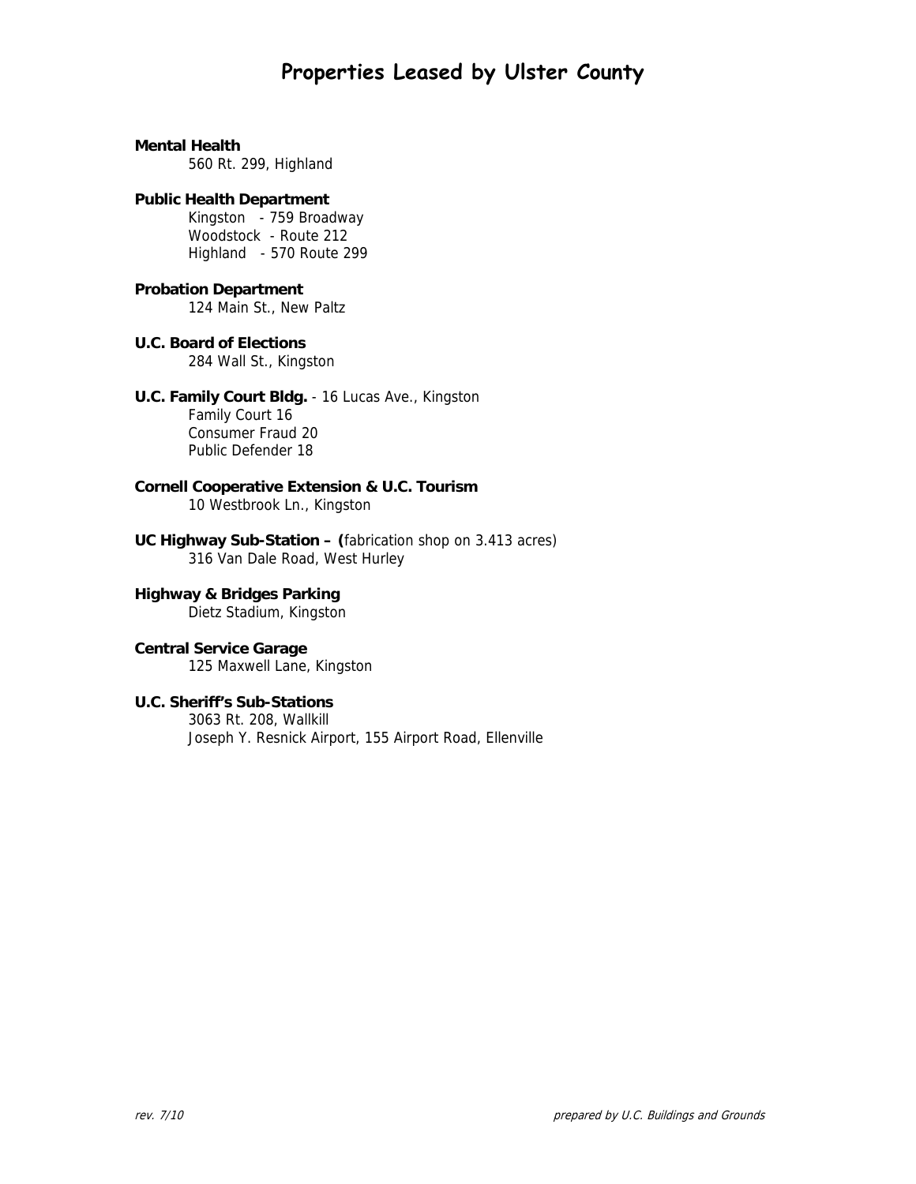# Properties Leased by Ulster County

**Mental Health**
560 Rt. 299, Highland

**Public Health Department**
Kingston - 759 Broadway
Woodstock - Route 212
Highland - 570 Route 299

**Probation Department**
124 Main St., New Paltz

**U.C. Board of Elections**
284 Wall St., Kingston

**U.C. Family Court Bldg.** - 16 Lucas Ave., Kingston
Family Court 16
Consumer Fraud 20
Public Defender 18

**Cornell Cooperative Extension & U.C. Tourism**
10 Westbrook Ln., Kingston

**UC Highway Sub-Station – (**fabrication shop on 3.413 acres)
316 Van Dale Road, West Hurley

**Highway & Bridges Parking**
Dietz Stadium, Kingston

**Central Service Garage**
125 Maxwell Lane, Kingston

**U.C. Sheriff's Sub-Stations**
3063 Rt. 208, Wallkill
Joseph Y. Resnick Airport, 155 Airport Road, Ellenville

*rev. 7/10* *prepared by U.C. Buildings and Grounds*